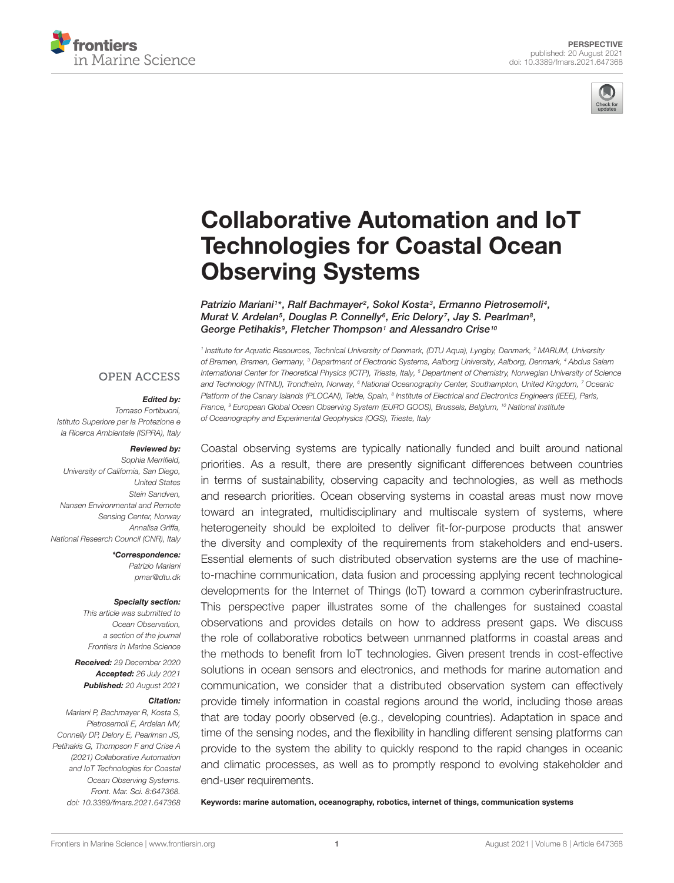PERSPECTIVE
published: 20 August 2021
doi: 10.3389/fmars.2021.647368

# Collaborative Automation and IoT Technologies for Coastal Ocean Observing Systems

*Patrizio Mariani[1]\*, Ralf Bachmayer[2], Sokol Kosta[3], Ermanno Pietrosemoli[4], Murat V. Ardelan[5], Douglas P. Connelly[6], Eric Delory[7], Jay S. Pearlman[8], George Petihakis[9], Fletcher Thompson[1] and Alessandro Crise[10]*

[1] Institute for Aquatic Resources, Technical University of Denmark, (DTU Aqua), Lyngby, Denmark, [2] MARUM, University of Bremen, Bremen, Germany, [3] Department of Electronic Systems, Aalborg University, Aalborg, Denmark, [4] Abdus Salam International Center for Theoretical Physics (ICTP), Trieste, Italy, [5] Department of Chemistry, Norwegian University of Science and Technology (NTNU), Trondheim, Norway, [6] National Oceanography Center, Southampton, United Kingdom, [7] Oceanic Platform of the Canary Islands (PLOCAN), Telde, Spain, [8] Institute of Electrical and Electronics Engineers (IEEE), Paris, France, [9] European Global Ocean Observing System (EURO GOOS), Brussels, Belgium, [10] National Institute of Oceanography and Experimental Geophysics (OGS), Trieste, Italy

OPEN ACCESS

***Edited by:***
Tomaso Fortibuoni,
Istituto Superiore per la Protezione e la Ricerca Ambientale (ISPRA), Italy

***Reviewed by:***
Sophia Merrifield,
University of California, San Diego, United States
Stein Sandven,
Nansen Environmental and Remote Sensing Center, Norway
Annalisa Griffa,
National Research Council (CNR), Italy

***\*Correspondence:***
Patrizio Mariani
pmar@dtu.dk

***Specialty section:***
This article was submitted to Ocean Observation, a section of the journal Frontiers in Marine Science

**Received:** 29 December 2020
**Accepted:** 26 July 2021
**Published:** 20 August 2021

***Citation:***
Mariani P, Bachmayer R, Kosta S, Pietrosemoli E, Ardelan MV, Connelly DP, Delory E, Pearlman JS, Petihakis G, Thompson F and Crise A (2021) Collaborative Automation and IoT Technologies for Coastal Ocean Observing Systems. Front. Mar. Sci. 8:647368. doi: 10.3389/fmars.2021.647368

Coastal observing systems are typically nationally funded and built around national priorities. As a result, there are presently significant differences between countries in terms of sustainability, observing capacity and technologies, as well as methods and research priorities. Ocean observing systems in coastal areas must now move toward an integrated, multidisciplinary and multiscale system of systems, where heterogeneity should be exploited to deliver fit-for-purpose products that answer the diversity and complexity of the requirements from stakeholders and end-users. Essential elements of such distributed observation systems are the use of machine-to-machine communication, data fusion and processing applying recent technological developments for the Internet of Things (IoT) toward a common cyberinfrastructure. This perspective paper illustrates some of the challenges for sustained coastal observations and provides details on how to address present gaps. We discuss the role of collaborative robotics between unmanned platforms in coastal areas and the methods to benefit from IoT technologies. Given present trends in cost-effective solutions in ocean sensors and electronics, and methods for marine automation and communication, we consider that a distributed observation system can effectively provide timely information in coastal regions around the world, including those areas that are today poorly observed (e.g., developing countries). Adaptation in space and time of the sensing nodes, and the flexibility in handling different sensing platforms can provide to the system the ability to quickly respond to the rapid changes in oceanic and climatic processes, as well as to promptly respond to evolving stakeholder and end-user requirements.

**Keywords: marine automation, oceanography, robotics, internet of things, communication systems**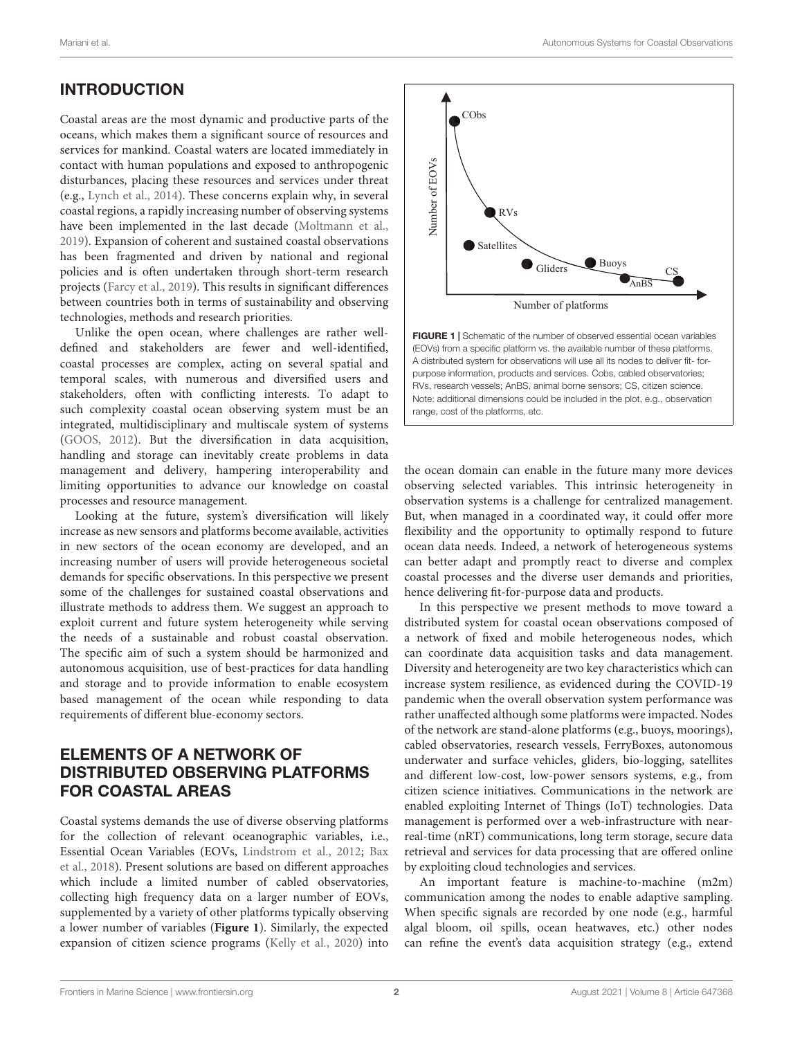## INTRODUCTION

Coastal areas are the most dynamic and productive parts of the oceans, which makes them a significant source of resources and services for mankind. Coastal waters are located immediately in contact with human populations and exposed to anthropogenic disturbances, placing these resources and services under threat (e.g., Lynch et al., 2014). These concerns explain why, in several coastal regions, a rapidly increasing number of observing systems have been implemented in the last decade (Moltmann et al., 2019). Expansion of coherent and sustained coastal observations has been fragmented and driven by national and regional policies and is often undertaken through short-term research projects (Farcy et al., 2019). This results in significant differences between countries both in terms of sustainability and observing technologies, methods and research priorities.

Unlike the open ocean, where challenges are rather well-defined and stakeholders are fewer and well-identified, coastal processes are complex, acting on several spatial and temporal scales, with numerous and diversified users and stakeholders, often with conflicting interests. To adapt to such complexity coastal ocean observing system must be an integrated, multidisciplinary and multiscale system of systems (GOOS, 2012). But the diversification in data acquisition, handling and storage can inevitably create problems in data management and delivery, hampering interoperability and limiting opportunities to advance our knowledge on coastal processes and resource management.

Looking at the future, system's diversification will likely increase as new sensors and platforms become available, activities in new sectors of the ocean economy are developed, and an increasing number of users will provide heterogeneous societal demands for specific observations. In this perspective we present some of the challenges for sustained coastal observations and illustrate methods to address them. We suggest an approach to exploit current and future system heterogeneity while serving the needs of a sustainable and robust coastal observation. The specific aim of such a system should be harmonized and autonomous acquisition, use of best-practices for data handling and storage and to provide information to enable ecosystem based management of the ocean while responding to data requirements of different blue-economy sectors.

## ELEMENTS OF A NETWORK OF DISTRIBUTED OBSERVING PLATFORMS FOR COASTAL AREAS

Coastal systems demands the use of diverse observing platforms for the collection of relevant oceanographic variables, i.e., Essential Ocean Variables (EOVs, Lindstrom et al., 2012; Bax et al., 2018). Present solutions are based on different approaches which include a limited number of cabled observatories, collecting high frequency data on a larger number of EOVs, supplemented by a variety of other platforms typically observing a lower number of variables (**Figure 1**). Similarly, the expected expansion of citizen science programs (Kelly et al., 2020) into the ocean domain can enable in the future many more devices observing selected variables. This intrinsic heterogeneity in observation systems is a challenge for centralized management. But, when managed in a coordinated way, it could offer more flexibility and the opportunity to optimally respond to future ocean data needs. Indeed, a network of heterogeneous systems can better adapt and promptly react to diverse and complex coastal processes and the diverse user demands and priorities, hence delivering fit-for-purpose data and products.

**FIGURE 1 |** Schematic of the number of observed essential ocean variables (EOVs) from a specific platform vs. the available number of these platforms. A distributed system for observations will use all its nodes to deliver fit- for-purpose information, products and services. Cobs, cabled observatories; RVs, research vessels; AnBS, animal borne sensors; CS, citizen science. Note: additional dimensions could be included in the plot, e.g., observation range, cost of the platforms, etc.

In this perspective we present methods to move toward a distributed system for coastal ocean observations composed of a network of fixed and mobile heterogeneous nodes, which can coordinate data acquisition tasks and data management. Diversity and heterogeneity are two key characteristics which can increase system resilience, as evidenced during the COVID-19 pandemic when the overall observation system performance was rather unaffected although some platforms were impacted. Nodes of the network are stand-alone platforms (e.g., buoys, moorings), cabled observatories, research vessels, FerryBoxes, autonomous underwater and surface vehicles, gliders, bio-logging, satellites and different low-cost, low-power sensors systems, e.g., from citizen science initiatives. Communications in the network are enabled exploiting Internet of Things (IoT) technologies. Data management is performed over a web-infrastructure with near-real-time (nRT) communications, long term storage, secure data retrieval and services for data processing that are offered online by exploiting cloud technologies and services.

An important feature is machine-to-machine (m2m) communication among the nodes to enable adaptive sampling. When specific signals are recorded by one node (e.g., harmful algal bloom, oil spills, ocean heatwaves, etc.) other nodes can refine the event's data acquisition strategy (e.g., extend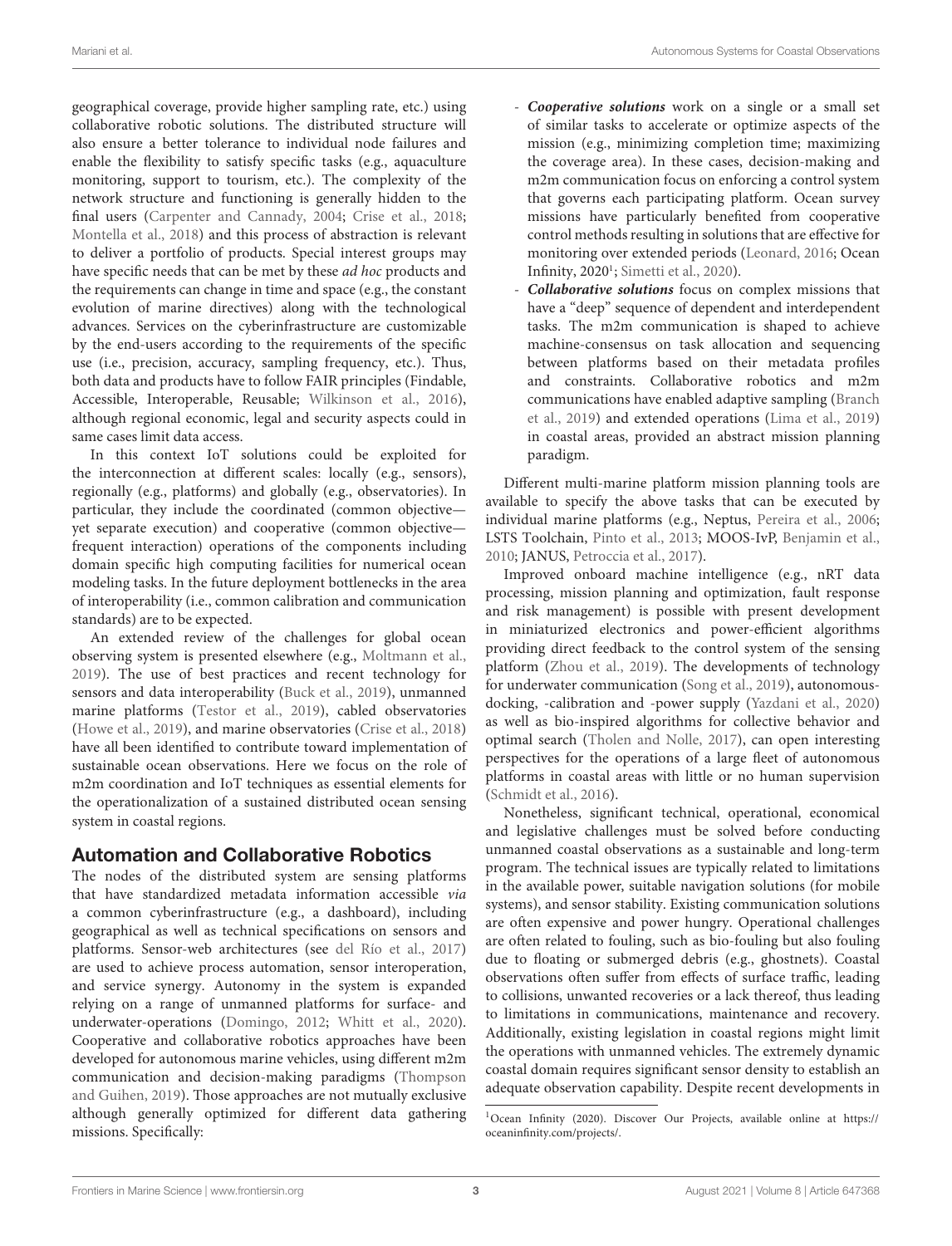geographical coverage, provide higher sampling rate, etc.) using collaborative robotic solutions. The distributed structure will also ensure a better tolerance to individual node failures and enable the flexibility to satisfy specific tasks (e.g., aquaculture monitoring, support to tourism, etc.). The complexity of the network structure and functioning is generally hidden to the final users (Carpenter and Cannady, 2004; Crise et al., 2018; Montella et al., 2018) and this process of abstraction is relevant to deliver a portfolio of products. Special interest groups may have specific needs that can be met by these *ad hoc* products and the requirements can change in time and space (e.g., the constant evolution of marine directives) along with the technological advances. Services on the cyberinfrastructure are customizable by the end-users according to the requirements of the specific use (i.e., precision, accuracy, sampling frequency, etc.). Thus, both data and products have to follow FAIR principles (Findable, Accessible, Interoperable, Reusable; Wilkinson et al., 2016), although regional economic, legal and security aspects could in same cases limit data access.

In this context IoT solutions could be exploited for the interconnection at different scales: locally (e.g., sensors), regionally (e.g., platforms) and globally (e.g., observatories). In particular, they include the coordinated (common objective—yet separate execution) and cooperative (common objective—frequent interaction) operations of the components including domain specific high computing facilities for numerical ocean modeling tasks. In the future deployment bottlenecks in the area of interoperability (i.e., common calibration and communication standards) are to be expected.

An extended review of the challenges for global ocean observing system is presented elsewhere (e.g., Moltmann et al., 2019). The use of best practices and recent technology for sensors and data interoperability (Buck et al., 2019), unmanned marine platforms (Testor et al., 2019), cabled observatories (Howe et al., 2019), and marine observatories (Crise et al., 2018) have all been identified to contribute toward implementation of sustainable ocean observations. Here we focus on the role of m2m coordination and IoT techniques as essential elements for the operationalization of a sustained distributed ocean sensing system in coastal regions.

## Automation and Collaborative Robotics

The nodes of the distributed system are sensing platforms that have standardized metadata information accessible *via* a common cyberinfrastructure (e.g., a dashboard), including geographical as well as technical specifications on sensors and platforms. Sensor-web architectures (see del Río et al., 2017) are used to achieve process automation, sensor interoperation, and service synergy. Autonomy in the system is expanded relying on a range of unmanned platforms for surface- and underwater-operations (Domingo, 2012; Whitt et al., 2020). Cooperative and collaborative robotics approaches have been developed for autonomous marine vehicles, using different m2m communication and decision-making paradigms (Thompson and Guihen, 2019). Those approaches are not mutually exclusive although generally optimized for different data gathering missions. Specifically:

- ***Cooperative solutions*** work on a single or a small set of similar tasks to accelerate or optimize aspects of the mission (e.g., minimizing completion time; maximizing the coverage area). In these cases, decision-making and m2m communication focus on enforcing a control system that governs each participating platform. Ocean survey missions have particularly benefited from cooperative control methods resulting in solutions that are effective for monitoring over extended periods (Leonard, 2016; Ocean Infinity, 2020[1]; Simetti et al., 2020).
- ***Collaborative solutions*** focus on complex missions that have a "deep" sequence of dependent and interdependent tasks. The m2m communication is shaped to achieve machine-consensus on task allocation and sequencing between platforms based on their metadata profiles and constraints. Collaborative robotics and m2m communications have enabled adaptive sampling (Branch et al., 2019) and extended operations (Lima et al., 2019) in coastal areas, provided an abstract mission planning paradigm.

Different multi-marine platform mission planning tools are available to specify the above tasks that can be executed by individual marine platforms (e.g., Neptus, Pereira et al., 2006; LSTS Toolchain, Pinto et al., 2013; MOOS-IvP, Benjamin et al., 2010; JANUS, Petroccia et al., 2017).

Improved onboard machine intelligence (e.g., nRT data processing, mission planning and optimization, fault response and risk management) is possible with present development in miniaturized electronics and power-efficient algorithms providing direct feedback to the control system of the sensing platform (Zhou et al., 2019). The developments of technology for underwater communication (Song et al., 2019), autonomous-docking, -calibration and -power supply (Yazdani et al., 2020) as well as bio-inspired algorithms for collective behavior and optimal search (Tholen and Nolle, 2017), can open interesting perspectives for the operations of a large fleet of autonomous platforms in coastal areas with little or no human supervision (Schmidt et al., 2016).

Nonetheless, significant technical, operational, economical and legislative challenges must be solved before conducting unmanned coastal observations as a sustainable and long-term program. The technical issues are typically related to limitations in the available power, suitable navigation solutions (for mobile systems), and sensor stability. Existing communication solutions are often expensive and power hungry. Operational challenges are often related to fouling, such as bio-fouling but also fouling due to floating or submerged debris (e.g., ghostnets). Coastal observations often suffer from effects of surface traffic, leading to collisions, unwanted recoveries or a lack thereof, thus leading to limitations in communications, maintenance and recovery. Additionally, existing legislation in coastal regions might limit the operations with unmanned vehicles. The extremely dynamic coastal domain requires significant sensor density to establish an adequate observation capability. Despite recent developments in

[1] Ocean Infinity (2020). Discover Our Projects, available online at https://oceaninfinity.com/projects/.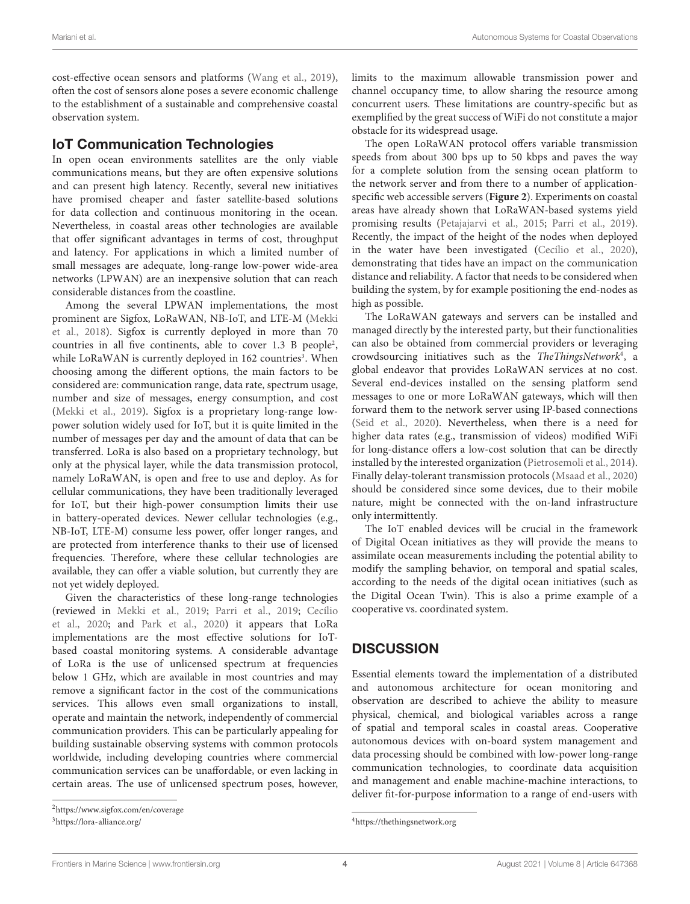cost-effective ocean sensors and platforms (Wang et al., 2019), often the cost of sensors alone poses a severe economic challenge to the establishment of a sustainable and comprehensive coastal observation system.

## IoT Communication Technologies

In open ocean environments satellites are the only viable communications means, but they are often expensive solutions and can present high latency. Recently, several new initiatives have promised cheaper and faster satellite-based solutions for data collection and continuous monitoring in the ocean. Nevertheless, in coastal areas other technologies are available that offer significant advantages in terms of cost, throughput and latency. For applications in which a limited number of small messages are adequate, long-range low-power wide-area networks (LPWAN) are an inexpensive solution that can reach considerable distances from the coastline.

Among the several LPWAN implementations, the most prominent are Sigfox, LoRaWAN, NB-IoT, and LTE-M (Mekki et al., 2018). Sigfox is currently deployed in more than 70 countries in all five continents, able to cover 1.3 B people[2], while LoRaWAN is currently deployed in 162 countries[3]. When choosing among the different options, the main factors to be considered are: communication range, data rate, spectrum usage, number and size of messages, energy consumption, and cost (Mekki et al., 2019). Sigfox is a proprietary long-range low-power solution widely used for IoT, but it is quite limited in the number of messages per day and the amount of data that can be transferred. LoRa is also based on a proprietary technology, but only at the physical layer, while the data transmission protocol, namely LoRaWAN, is open and free to use and deploy. As for cellular communications, they have been traditionally leveraged for IoT, but their high-power consumption limits their use in battery-operated devices. Newer cellular technologies (e.g., NB-IoT, LTE-M) consume less power, offer longer ranges, and are protected from interference thanks to their use of licensed frequencies. Therefore, where these cellular technologies are available, they can offer a viable solution, but currently they are not yet widely deployed.

Given the characteristics of these long-range technologies (reviewed in Mekki et al., 2019; Parri et al., 2019; Cecílio et al., 2020; and Park et al., 2020) it appears that LoRa implementations are the most effective solutions for IoT-based coastal monitoring systems. A considerable advantage of LoRa is the use of unlicensed spectrum at frequencies below 1 GHz, which are available in most countries and may remove a significant factor in the cost of the communications services. This allows even small organizations to install, operate and maintain the network, independently of commercial communication providers. This can be particularly appealing for building sustainable observing systems with common protocols worldwide, including developing countries where commercial communication services can be unaffordable, or even lacking in certain areas. The use of unlicensed spectrum poses, however, limits to the maximum allowable transmission power and channel occupancy time, to allow sharing the resource among concurrent users. These limitations are country-specific but as exemplified by the great success of WiFi do not constitute a major obstacle for its widespread usage.

The open LoRaWAN protocol offers variable transmission speeds from about 300 bps up to 50 kbps and paves the way for a complete solution from the sensing ocean platform to the network server and from there to a number of application-specific web accessible servers (**Figure 2**). Experiments on coastal areas have already shown that LoRaWAN-based systems yield promising results (Petajajarvi et al., 2015; Parri et al., 2019). Recently, the impact of the height of the nodes when deployed in the water have been investigated (Cecílio et al., 2020), demonstrating that tides have an impact on the communication distance and reliability. A factor that needs to be considered when building the system, by for example positioning the end-nodes as high as possible.

The LoRaWAN gateways and servers can be installed and managed directly by the interested party, but their functionalities can also be obtained from commercial providers or leveraging crowdsourcing initiatives such as the *TheThingsNetwork*[4], a global endeavor that provides LoRaWAN services at no cost. Several end-devices installed on the sensing platform send messages to one or more LoRaWAN gateways, which will then forward them to the network server using IP-based connections (Seid et al., 2020). Nevertheless, when there is a need for higher data rates (e.g., transmission of videos) modified WiFi for long-distance offers a low-cost solution that can be directly installed by the interested organization (Pietrosemoli et al., 2014). Finally delay-tolerant transmission protocols (Msaad et al., 2020) should be considered since some devices, due to their mobile nature, might be connected with the on-land infrastructure only intermittently.

The IoT enabled devices will be crucial in the framework of Digital Ocean initiatives as they will provide the means to assimilate ocean measurements including the potential ability to modify the sampling behavior, on temporal and spatial scales, according to the needs of the digital ocean initiatives (such as the Digital Ocean Twin). This is also a prime example of a cooperative vs. coordinated system.

# DISCUSSION

Essential elements toward the implementation of a distributed and autonomous architecture for ocean monitoring and observation are described to achieve the ability to measure physical, chemical, and biological variables across a range of spatial and temporal scales in coastal areas. Cooperative autonomous devices with on-board system management and data processing should be combined with low-power long-range communication technologies, to coordinate data acquisition and management and enable machine-machine interactions, to deliver fit-for-purpose information to a range of end-users with

[2] https://www.sigfox.com/en/coverage

[3] https://lora-alliance.org/

[4] https://thethingsnetwork.org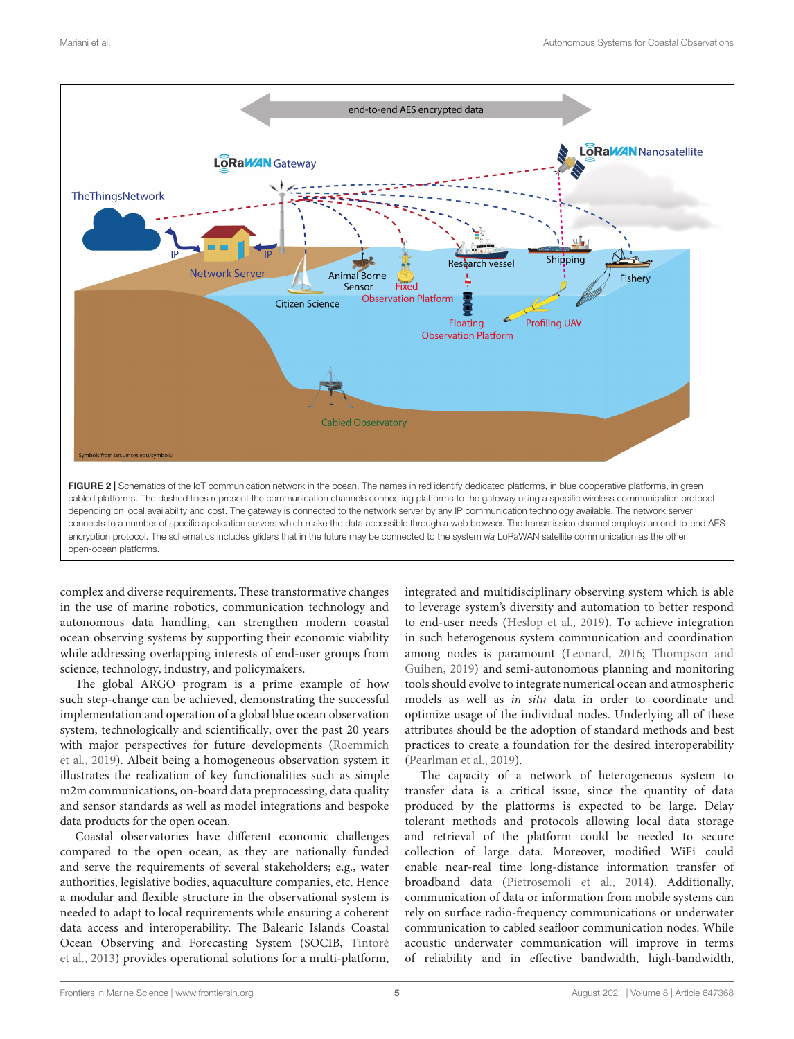FIGURE 2 | Schematics of the IoT communication network in the ocean. The names in red identify dedicated platforms, in blue cooperative platforms, in green cabled platforms. The dashed lines represent the communication channels connecting platforms to the gateway using a specific wireless communication protocol depending on local availability and cost. The gateway is connected to the network server by any IP communication technology available. The network server connects to a number of specific application servers which make the data accessible through a web browser. The transmission channel employs an end-to-end AES encryption protocol. The schematics includes gliders that in the future may be connected to the system *via* LoRaWAN satellite communication as the other open-ocean platforms.

complex and diverse requirements. These transformative changes in the use of marine robotics, communication technology and autonomous data handling, can strengthen modern coastal ocean observing systems by supporting their economic viability while addressing overlapping interests of end-user groups from science, technology, industry, and policymakers.

The global ARGO program is a prime example of how such step-change can be achieved, demonstrating the successful implementation and operation of a global blue ocean observation system, technologically and scientifically, over the past 20 years with major perspectives for future developments (Roemmich et al., 2019). Albeit being a homogeneous observation system it illustrates the realization of key functionalities such as simple m2m communications, on-board data preprocessing, data quality and sensor standards as well as model integrations and bespoke data products for the open ocean.

Coastal observatories have different economic challenges compared to the open ocean, as they are nationally funded and serve the requirements of several stakeholders; e.g., water authorities, legislative bodies, aquaculture companies, etc. Hence a modular and flexible structure in the observational system is needed to adapt to local requirements while ensuring a coherent data access and interoperability. The Balearic Islands Coastal Ocean Observing and Forecasting System (SOCIB, Tintoré et al., 2013) provides operational solutions for a multi-platform, integrated and multidisciplinary observing system which is able to leverage system's diversity and automation to better respond to end-user needs (Heslop et al., 2019). To achieve integration in such heterogenous system communication and coordination among nodes is paramount (Leonard, 2016; Thompson and Guihen, 2019) and semi-autonomous planning and monitoring tools should evolve to integrate numerical ocean and atmospheric models as well as *in situ* data in order to coordinate and optimize usage of the individual nodes. Underlying all of these attributes should be the adoption of standard methods and best practices to create a foundation for the desired interoperability (Pearlman et al., 2019).

The capacity of a network of heterogeneous system to transfer data is a critical issue, since the quantity of data produced by the platforms is expected to be large. Delay tolerant methods and protocols allowing local data storage and retrieval of the platform could be needed to secure collection of large data. Moreover, modified WiFi could enable near-real time long-distance information transfer of broadband data (Pietrosemoli et al., 2014). Additionally, communication of data or information from mobile systems can rely on surface radio-frequency communications or underwater communication to cabled seafloor communication nodes. While acoustic underwater communication will improve in terms of reliability and in effective bandwidth, high-bandwidth,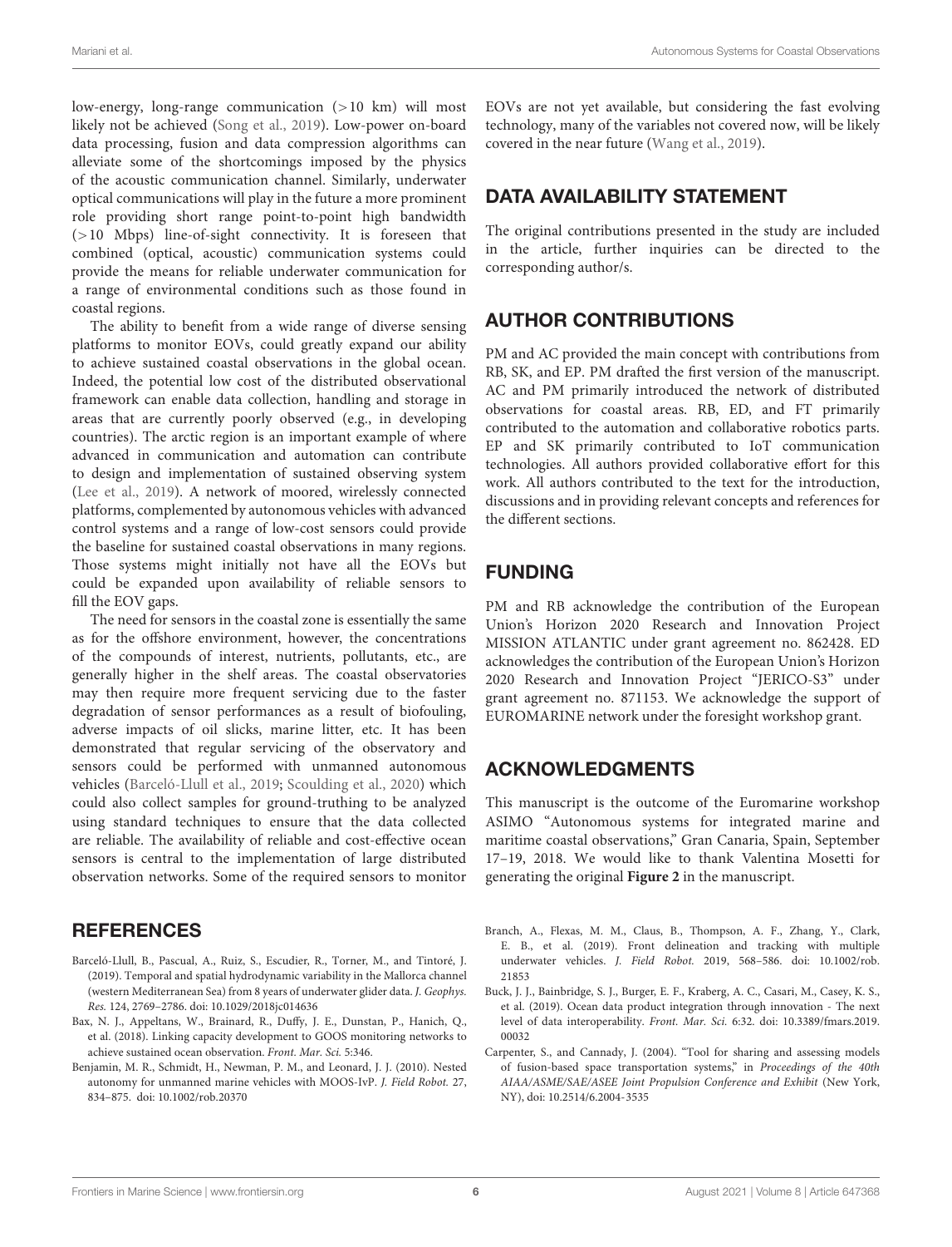low-energy, long-range communication (>10 km) will most likely not be achieved (Song et al., 2019). Low-power on-board data processing, fusion and data compression algorithms can alleviate some of the shortcomings imposed by the physics of the acoustic communication channel. Similarly, underwater optical communications will play in the future a more prominent role providing short range point-to-point high bandwidth (>10 Mbps) line-of-sight connectivity. It is foreseen that combined (optical, acoustic) communication systems could provide the means for reliable underwater communication for a range of environmental conditions such as those found in coastal regions.

The ability to benefit from a wide range of diverse sensing platforms to monitor EOVs, could greatly expand our ability to achieve sustained coastal observations in the global ocean. Indeed, the potential low cost of the distributed observational framework can enable data collection, handling and storage in areas that are currently poorly observed (e.g., in developing countries). The arctic region is an important example of where advanced in communication and automation can contribute to design and implementation of sustained observing system (Lee et al., 2019). A network of moored, wirelessly connected platforms, complemented by autonomous vehicles with advanced control systems and a range of low-cost sensors could provide the baseline for sustained coastal observations in many regions. Those systems might initially not have all the EOVs but could be expanded upon availability of reliable sensors to fill the EOV gaps.

The need for sensors in the coastal zone is essentially the same as for the offshore environment, however, the concentrations of the compounds of interest, nutrients, pollutants, etc., are generally higher in the shelf areas. The coastal observatories may then require more frequent servicing due to the faster degradation of sensor performances as a result of biofouling, adverse impacts of oil slicks, marine litter, etc. It has been demonstrated that regular servicing of the observatory and sensors could be performed with unmanned autonomous vehicles (Barceló-Llull et al., 2019; Scoulding et al., 2020) which could also collect samples for ground-truthing to be analyzed using standard techniques to ensure that the data collected are reliable. The availability of reliable and cost-effective ocean sensors is central to the implementation of large distributed observation networks. Some of the required sensors to monitor EOVs are not yet available, but considering the fast evolving technology, many of the variables not covered now, will be likely covered in the near future (Wang et al., 2019).

## DATA AVAILABILITY STATEMENT

The original contributions presented in the study are included in the article, further inquiries can be directed to the corresponding author/s.

## AUTHOR CONTRIBUTIONS

PM and AC provided the main concept with contributions from RB, SK, and EP. PM drafted the first version of the manuscript. AC and PM primarily introduced the network of distributed observations for coastal areas. RB, ED, and FT primarily contributed to the automation and collaborative robotics parts. EP and SK primarily contributed to IoT communication technologies. All authors provided collaborative effort for this work. All authors contributed to the text for the introduction, discussions and in providing relevant concepts and references for the different sections.

## FUNDING

PM and RB acknowledge the contribution of the European Union's Horizon 2020 Research and Innovation Project MISSION ATLANTIC under grant agreement no. 862428. ED acknowledges the contribution of the European Union's Horizon 2020 Research and Innovation Project "JERICO-S3" under grant agreement no. 871153. We acknowledge the support of EUROMARINE network under the foresight workshop grant.

## ACKNOWLEDGMENTS

This manuscript is the outcome of the Euromarine workshop ASIMO "Autonomous systems for integrated marine and maritime coastal observations," Gran Canaria, Spain, September 17–19, 2018. We would like to thank Valentina Mosetti for generating the original **Figure 2** in the manuscript.

## REFERENCES

Barceló-Llull, B., Pascual, A., Ruiz, S., Escudier, R., Torner, M., and Tintoré, J. (2019). Temporal and spatial hydrodynamic variability in the Mallorca channel (western Mediterranean Sea) from 8 years of underwater glider data. *J. Geophys. Res.* 124, 2769–2786. doi: 10.1029/2018jc014636

Bax, N. J., Appeltans, W., Brainard, R., Duffy, J. E., Dunstan, P., Hanich, Q., et al. (2018). Linking capacity development to GOOS monitoring networks to achieve sustained ocean observation. *Front. Mar. Sci.* 5:346.

Benjamin, M. R., Schmidt, H., Newman, P. M., and Leonard, J. J. (2010). Nested autonomy for unmanned marine vehicles with MOOS-IvP. *J. Field Robot.* 27, 834–875. doi: 10.1002/rob.20370

Branch, A., Flexas, M. M., Claus, B., Thompson, A. F., Zhang, Y., Clark, E. B., et al. (2019). Front delineation and tracking with multiple underwater vehicles. *J. Field Robot.* 2019, 568–586. doi: 10.1002/rob.21853

Buck, J. J., Bainbridge, S. J., Burger, E. F., Kraberg, A. C., Casari, M., Casey, K. S., et al. (2019). Ocean data product integration through innovation - The next level of data interoperability. *Front. Mar. Sci.* 6:32. doi: 10.3389/fmars.2019.00032

Carpenter, S., and Cannady, J. (2004). "Tool for sharing and assessing models of fusion-based space transportation systems," in *Proceedings of the 40th AIAA/ASME/SAE/ASEE Joint Propulsion Conference and Exhibit* (New York, NY), doi: 10.2514/6.2004-3535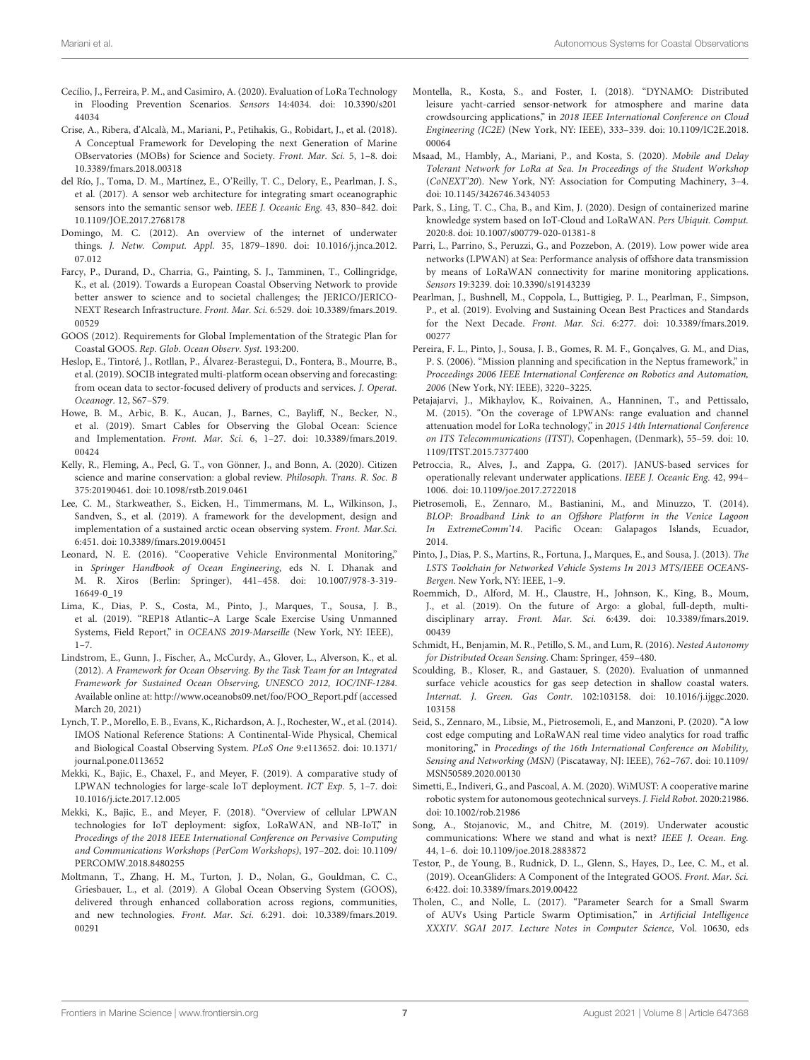Cecílio, J., Ferreira, P. M., and Casimiro, A. (2020). Evaluation of LoRa Technology in Flooding Prevention Scenarios. *Sensors* 14:4034. doi: 10.3390/s20144034

Crise, A., Ribera, d'Alcalà, M., Mariani, P., Petihakis, G., Robidart, J., et al. (2018). A Conceptual Framework for Developing the next Generation of Marine OBservatories (MOBs) for Science and Society. *Front. Mar. Sci.* 5, 1–8. doi: 10.3389/fmars.2018.00318

del Río, J., Toma, D. M., Martínez, E., O'Reilly, T. C., Delory, E., Pearlman, J. S., et al. (2017). A sensor web architecture for integrating smart oceanographic sensors into the semantic sensor web. *IEEE J. Oceanic Eng.* 43, 830–842. doi: 10.1109/JOE.2017.2768178

Domingo, M. C. (2012). An overview of the internet of underwater things. *J. Netw. Comput. Appl.* 35, 1879–1890. doi: 10.1016/j.jnca.2012.07.012

Farcy, P., Durand, D., Charria, G., Painting, S. J., Tamminen, T., Collingridge, K., et al. (2019). Towards a European Coastal Observing Network to provide better answer to science and to societal challenges; the JERICO/JERICO-NEXT Research Infrastructure. *Front. Mar. Sci.* 6:529. doi: 10.3389/fmars.2019.00529

GOOS (2012). Requirements for Global Implementation of the Strategic Plan for Coastal GOOS. *Rep. Glob. Ocean Observ. Syst.* 193:200.

Heslop, E., Tintoré, J., Rotllan, P., Álvarez-Berastegui, D., Fontera, B., Mourre, B., et al. (2019). SOCIB integrated multi-platform ocean observing and forecasting: from ocean data to sector-focused delivery of products and services. *J. Operat. Oceanogr.* 12, S67–S79.

Howe, B. M., Arbic, B. K., Aucan, J., Barnes, C., Bayliff, N., Becker, N., et al. (2019). Smart Cables for Observing the Global Ocean: Science and Implementation. *Front. Mar. Sci.* 6, 1–27. doi: 10.3389/fmars.2019.00424

Kelly, R., Fleming, A., Pecl, G. T., von Gönner, J., and Bonn, A. (2020). Citizen science and marine conservation: a global review. *Philosoph. Trans. R. Soc. B* 375:20190461. doi: 10.1098/rstb.2019.0461

Lee, C. M., Starkweather, S., Eicken, H., Timmermans, M. L., Wilkinson, J., Sandven, S., et al. (2019). A framework for the development, design and implementation of a sustained arctic ocean observing system. *Front. Mar.Sci.* 6:451. doi: 10.3389/fmars.2019.00451

Leonard, N. E. (2016). "Cooperative Vehicle Environmental Monitoring," in *Springer Handbook of Ocean Engineering*, eds N. I. Dhanak and M. R. Xiros (Berlin: Springer), 441–458. doi: 10.1007/978-3-319-16649-0_19

Lima, K., Dias, P. S., Costa, M., Pinto, J., Marques, T., Sousa, J. B., et al. (2019). "REP18 Atlantic–A Large Scale Exercise Using Unmanned Systems, Field Report," in *OCEANS 2019-Marseille* (New York, NY: IEEE), 1–7.

Lindstrom, E., Gunn, J., Fischer, A., McCurdy, A., Glover, L., Alverson, K., et al. (2012). *A Framework for Ocean Observing. By the Task Team for an Integrated Framework for Sustained Ocean Observing, UNESCO 2012, IOC/INF-1284.* Available online at: http://www.oceanobs09.net/foo/FOO_Report.pdf (accessed March 20, 2021)

Lynch, T. P., Morello, E. B., Evans, K., Richardson, A. J., Rochester, W., et al. (2014). IMOS National Reference Stations: A Continental-Wide Physical, Chemical and Biological Coastal Observing System. *PLoS One* 9:e113652. doi: 10.1371/journal.pone.0113652

Mekki, K., Bajic, E., Chaxel, F., and Meyer, F. (2019). A comparative study of LPWAN technologies for large-scale IoT deployment. *ICT Exp.* 5, 1–7. doi: 10.1016/j.icte.2017.12.005

Mekki, K., Bajic, E., and Meyer, F. (2018). "Overview of cellular LPWAN technologies for IoT deployment: sigfox, LoRaWAN, and NB-IoT," in *Procedings of the 2018 IEEE International Conference on Pervasive Computing and Communications Workshops (PerCom Workshops)*, 197–202. doi: 10.1109/PERCOMW.2018.8480255

Moltmann, T., Zhang, H. M., Turton, J. D., Nolan, G., Gouldman, C. C., Griesbauer, L., et al. (2019). A Global Ocean Observing System (GOOS), delivered through enhanced collaboration across regions, communities, and new technologies. *Front. Mar. Sci.* 6:291. doi: 10.3389/fmars.2019.00291

Montella, R., Kosta, S., and Foster, I. (2018). "DYNAMO: Distributed leisure yacht-carried sensor-network for atmosphere and marine data crowdsourcing applications," in *2018 IEEE International Conference on Cloud Engineering (IC2E)* (New York, NY: IEEE), 333–339. doi: 10.1109/IC2E.2018.00064

Msaad, M., Hambly, A., Mariani, P., and Kosta, S. (2020). *Mobile and Delay Tolerant Network for LoRa at Sea. In Proceedings of the Student Workshop (CoNEXT'20)*. New York, NY: Association for Computing Machinery, 3–4. doi: 10.1145/3426746.3434053

Park, S., Ling, T. C., Cha, B., and Kim, J. (2020). Design of containerized marine knowledge system based on IoT-Cloud and LoRaWAN. *Pers Ubiquit. Comput.* 2020:8. doi: 10.1007/s00779-020-01381-8

Parri, L., Parrino, S., Peruzzi, G., and Pozzebon, A. (2019). Low power wide area networks (LPWAN) at Sea: Performance analysis of offshore data transmission by means of LoRaWAN connectivity for marine monitoring applications. *Sensors* 19:3239. doi: 10.3390/s19143239

Pearlman, J., Bushnell, M., Coppola, L., Buttigieg, P. L., Pearlman, F., Simpson, P., et al. (2019). Evolving and Sustaining Ocean Best Practices and Standards for the Next Decade. *Front. Mar. Sci.* 6:277. doi: 10.3389/fmars.2019.00277

Pereira, F. L., Pinto, J., Sousa, J. B., Gomes, R. M. F., Gonçalves, G. M., and Dias, P. S. (2006). "Mission planning and specification in the Neptus framework," in *Proceedings 2006 IEEE International Conference on Robotics and Automation, 2006* (New York, NY: IEEE), 3220–3225.

Petajajarvi, J., Mikhaylov, K., Roivainen, A., Hanninen, T., and Pettissalo, M. (2015). "On the coverage of LPWANs: range evaluation and channel attenuation model for LoRa technology," in *2015 14th International Conference on ITS Telecommunications (ITST)*, Copenhagen, (Denmark), 55–59. doi: 10.1109/ITST.2015.7377400

Petroccia, R., Alves, J., and Zappa, G. (2017). JANUS-based services for operationally relevant underwater applications. *IEEE J. Oceanic Eng.* 42, 994–1006. doi: 10.1109/joe.2017.2722018

Pietrosemoli, E., Zennaro, M., Bastianini, M., and Minuzzo, T. (2014). *BLOP: Broadband Link to an Offshore Platform in the Venice Lagoon In ExtremeComm'14*. Pacific Ocean: Galapagos Islands, Ecuador, 2014.

Pinto, J., Dias, P. S., Martins, R., Fortuna, J., Marques, E., and Sousa, J. (2013). *The LSTS Toolchain for Networked Vehicle Systems In 2013 MTS/IEEE OCEANS-Bergen*. New York, NY: IEEE, 1–9.

Roemmich, D., Alford, M. H., Claustre, H., Johnson, K., King, B., Moum, J., et al. (2019). On the future of Argo: a global, full-depth, multi-disciplinary array. *Front. Mar. Sci.* 6:439. doi: 10.3389/fmars.2019.00439

Schmidt, H., Benjamin, M. R., Petillo, S. M., and Lum, R. (2016). *Nested Autonomy for Distributed Ocean Sensing*. Cham: Springer, 459–480.

Scoulding, B., Kloser, R., and Gastauer, S. (2020). Evaluation of unmanned surface vehicle acoustics for gas seep detection in shallow coastal waters. *Internat. J. Green. Gas Contr.* 102:103158. doi: 10.1016/j.ijggc.2020.103158

Seid, S., Zennaro, M., Libsie, M., Pietrosemoli, E., and Manzoni, P. (2020). "A low cost edge computing and LoRaWAN real time video analytics for road traffic monitoring," in *Procedings of the 16th International Conference on Mobility, Sensing and Networking (MSN)* (Piscataway, NJ: IEEE), 762–767. doi: 10.1109/MSN50589.2020.00130

Simetti, E., Indiveri, G., and Pascoal, A. M. (2020). WiMUST: A cooperative marine robotic system for autonomous geotechnical surveys. *J. Field Robot.* 2020:21986. doi: 10.1002/rob.21986

Song, A., Stojanovic, M., and Chitre, M. (2019). Underwater acoustic communications: Where we stand and what is next? *IEEE J. Ocean. Eng.* 44, 1–6. doi: 10.1109/joe.2018.2883872

Testor, P., de Young, B., Rudnick, D. L., Glenn, S., Hayes, D., Lee, C. M., et al. (2019). OceanGliders: A Component of the Integrated GOOS. *Front. Mar. Sci.* 6:422. doi: 10.3389/fmars.2019.00422

Tholen, C., and Nolle, L. (2017). "Parameter Search for a Small Swarm of AUVs Using Particle Swarm Optimisation," in *Artificial Intelligence XXXIV. SGAI 2017. Lecture Notes in Computer Science*, Vol. 10630, eds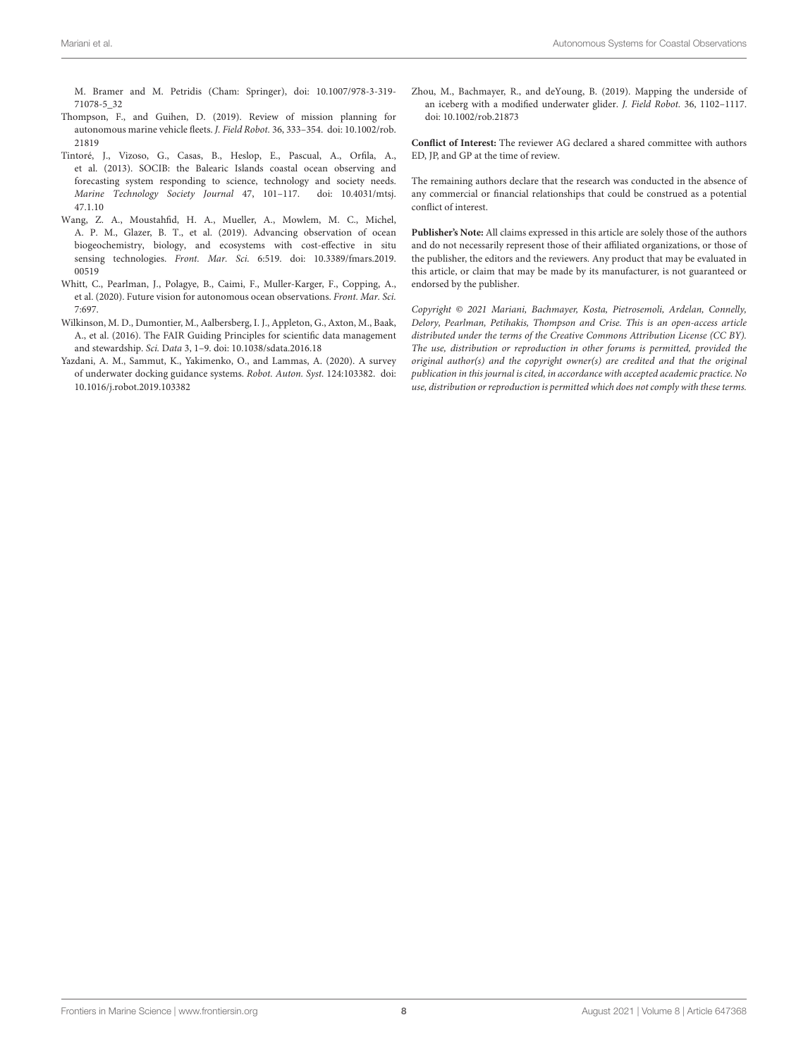M. Bramer and M. Petridis (Cham: Springer), doi: 10.1007/978-3-319-71078-5_32

Thompson, F., and Guihen, D. (2019). Review of mission planning for autonomous marine vehicle fleets. *J. Field Robot.* 36, 333–354. doi: 10.1002/rob.21819

Tintoré, J., Vizoso, G., Casas, B., Heslop, E., Pascual, A., Orfila, A., et al. (2013). SOCIB: the Balearic Islands coastal ocean observing and forecasting system responding to science, technology and society needs. *Marine Technology Society Journal* 47, 101–117. doi: 10.4031/mtsj.47.1.10

Wang, Z. A., Moustahfid, H. A., Mueller, A., Mowlem, M. C., Michel, A. P. M., Glazer, B. T., et al. (2019). Advancing observation of ocean biogeochemistry, biology, and ecosystems with cost-effective in situ sensing technologies. *Front. Mar. Sci.* 6:519. doi: 10.3389/fmars.2019.00519

Whitt, C., Pearlman, J., Polagye, B., Caimi, F., Muller-Karger, F., Copping, A., et al. (2020). Future vision for autonomous ocean observations. *Front. Mar. Sci.* 7:697.

Wilkinson, M. D., Dumontier, M., Aalbersberg, I. J., Appleton, G., Axton, M., Baak, A., et al. (2016). The FAIR Guiding Principles for scientific data management and stewardship. *Sci. Data* 3, 1–9. doi: 10.1038/sdata.2016.18

Yazdani, A. M., Sammut, K., Yakimenko, O., and Lammas, A. (2020). A survey of underwater docking guidance systems. *Robot. Auton. Syst.* 124:103382. doi: 10.1016/j.robot.2019.103382

Zhou, M., Bachmayer, R., and deYoung, B. (2019). Mapping the underside of an iceberg with a modified underwater glider. *J. Field Robot.* 36, 1102–1117. doi: 10.1002/rob.21873

**Conflict of Interest:** The reviewer AG declared a shared committee with authors ED, JP, and GP at the time of review.

The remaining authors declare that the research was conducted in the absence of any commercial or financial relationships that could be construed as a potential conflict of interest.

**Publisher's Note:** All claims expressed in this article are solely those of the authors and do not necessarily represent those of their affiliated organizations, or those of the publisher, the editors and the reviewers. Any product that may be evaluated in this article, or claim that may be made by its manufacturer, is not guaranteed or endorsed by the publisher.

*Copyright © 2021 Mariani, Bachmayer, Kosta, Pietrosemoli, Ardelan, Connelly, Delory, Pearlman, Petihakis, Thompson and Crise. This is an open-access article distributed under the terms of the Creative Commons Attribution License (CC BY). The use, distribution or reproduction in other forums is permitted, provided the original author(s) and the copyright owner(s) are credited and that the original publication in this journal is cited, in accordance with accepted academic practice. No use, distribution or reproduction is permitted which does not comply with these terms.*